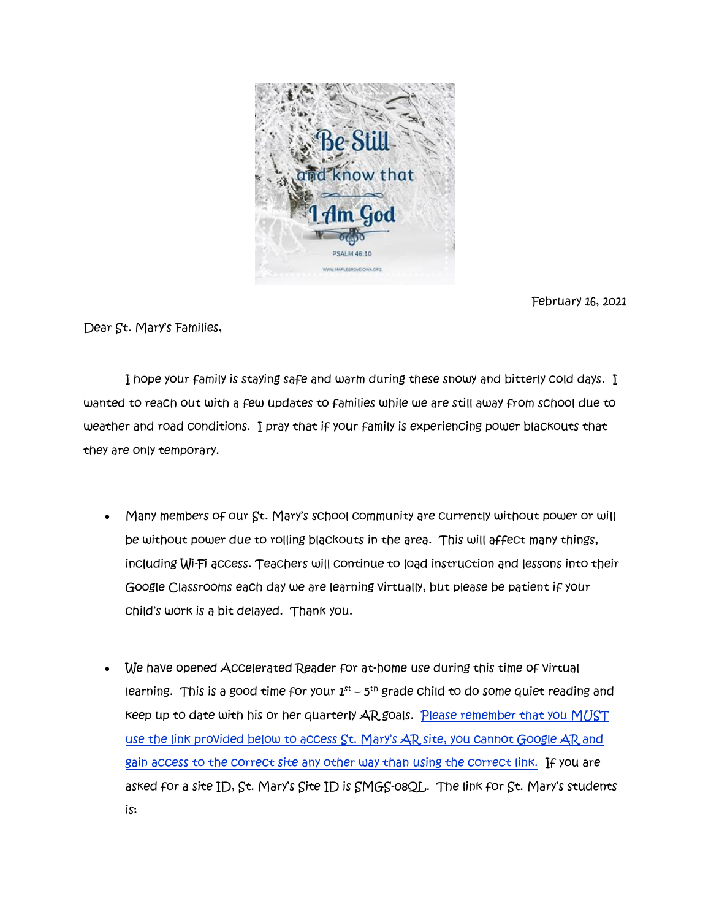February 16, 2021

Dear St. Mary's Families,

I hope your family is staying safe and warm during these snowy and bitterly cold days. I wanted to reach out with a few updates to families while we are still away from school due to weather and road conditions. I pray that if your family is experiencing power blackouts that they are only temporary.

- Many members of our St. Mary's school community are currently without power or will be without power due to rolling blackouts in the area. This will affect many things, including Wi-Fi access. Teachers will continue to load instruction and lessons into their Google Classrooms each day we are learning virtually, but please be patient if your child's work is a bit delayed. Thank you.

- We have opened Accelerated Reader for at-home use during this time of virtual learning. This is a good time for your 1st – 5th grade child to do some quiet reading and keep up to date with his or her quarterly AR goals. Please remember that you MUST use the link provided below to access St. Mary's AR site, you cannot Google AR and gain access to the correct site any other way than using the correct link. If you are asked for a site ID, St. Mary's Site ID is SMGS-08QL. The link for St. Mary's students is: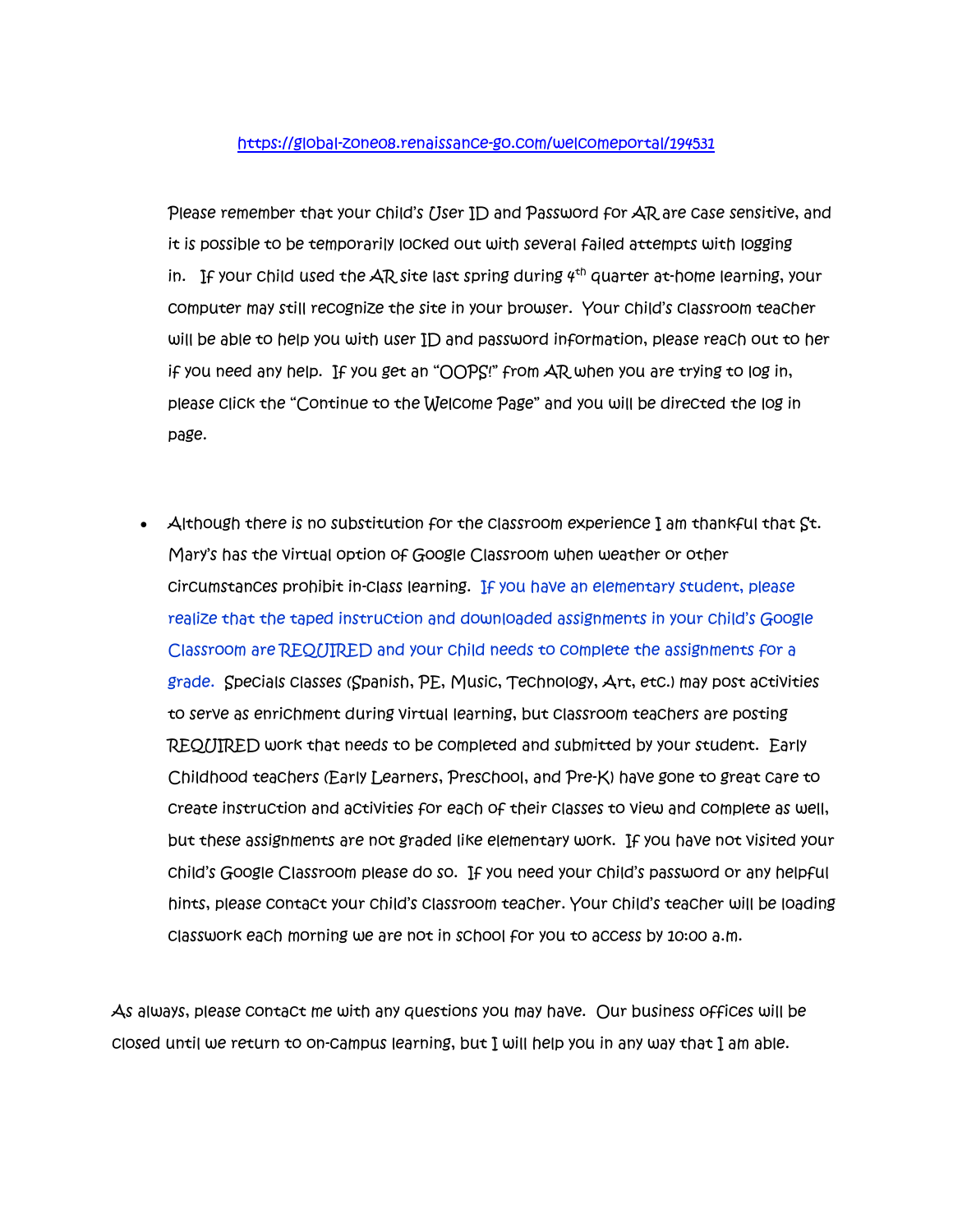https://global-zone08.renaissance-go.com/welcomeportal/194531

Please remember that your child's User ID and Password for AR are case sensitive, and it is possible to be temporarily locked out with several failed attempts with logging in. If your child used the AR site last spring during 4th quarter at-home learning, your computer may still recognize the site in your browser. Your child's classroom teacher will be able to help you with user ID and password information, please reach out to her if you need any help. If you get an "OOPS!" from AR when you are trying to log in, please click the "Continue to the Welcome Page" and you will be directed the log in page.

- Although there is no substitution for the classroom experience I am thankful that St. Mary's has the virtual option of Google Classroom when weather or other circumstances prohibit in-class learning. If you have an elementary student, please realize that the taped instruction and downloaded assignments in your child's Google Classroom are REQUIRED and your child needs to complete the assignments for a grade. Specials classes (Spanish, PE, Music, Technology, Art, etc.) may post activities to serve as enrichment during virtual learning, but classroom teachers are posting REQUIRED work that needs to be completed and submitted by your student. Early Childhood teachers (Early Learners, Preschool, and Pre-K) have gone to great care to create instruction and activities for each of their classes to view and complete as well, but these assignments are not graded like elementary work. If you have not visited your child's Google Classroom please do so. If you need your child's password or any helpful hints, please contact your child's classroom teacher. Your child's teacher will be loading classwork each morning we are not in school for you to access by 10:00 a.m.

As always, please contact me with any questions you may have. Our business offices will be closed until we return to on-campus learning, but I will help you in any way that I am able.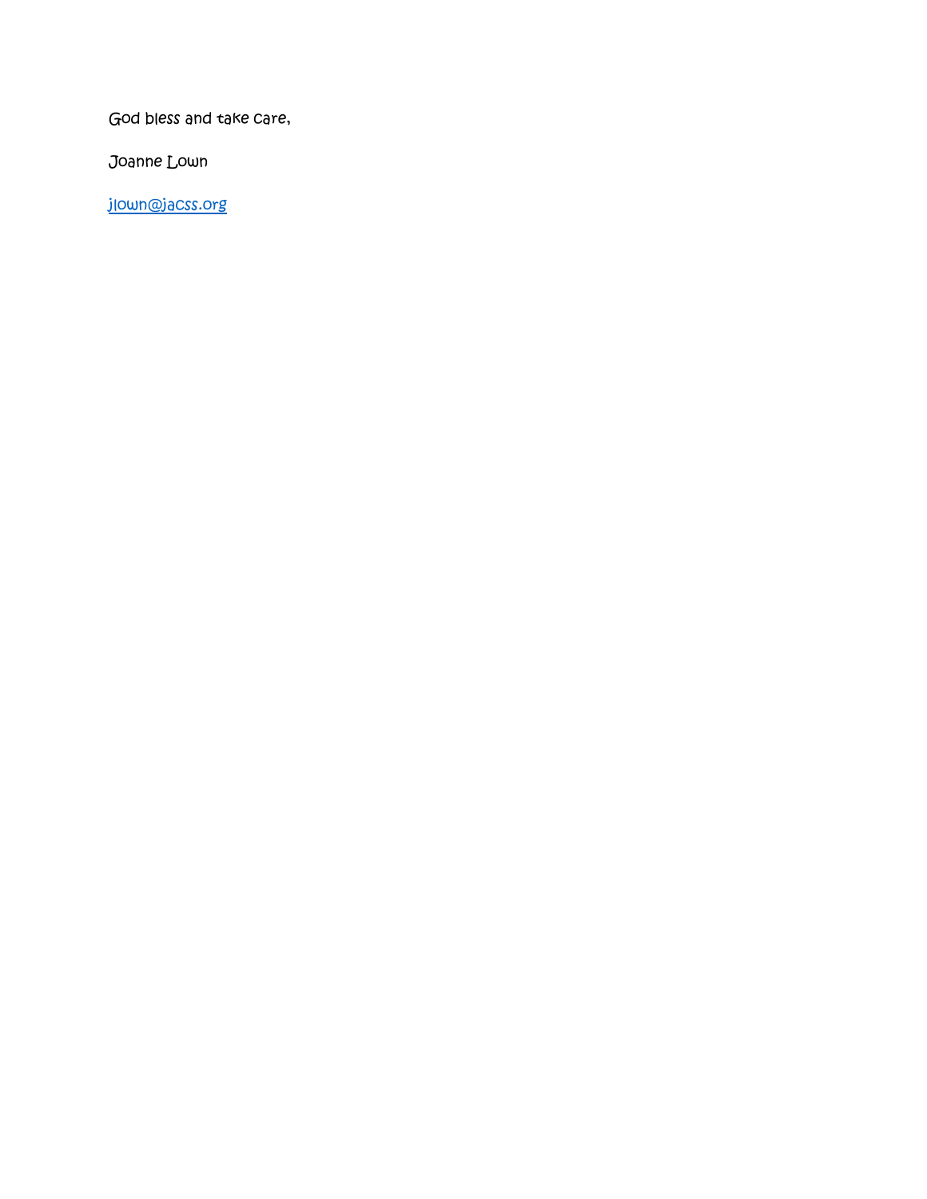God bless and take care,

Joanne Lown

jlown@jacss.org